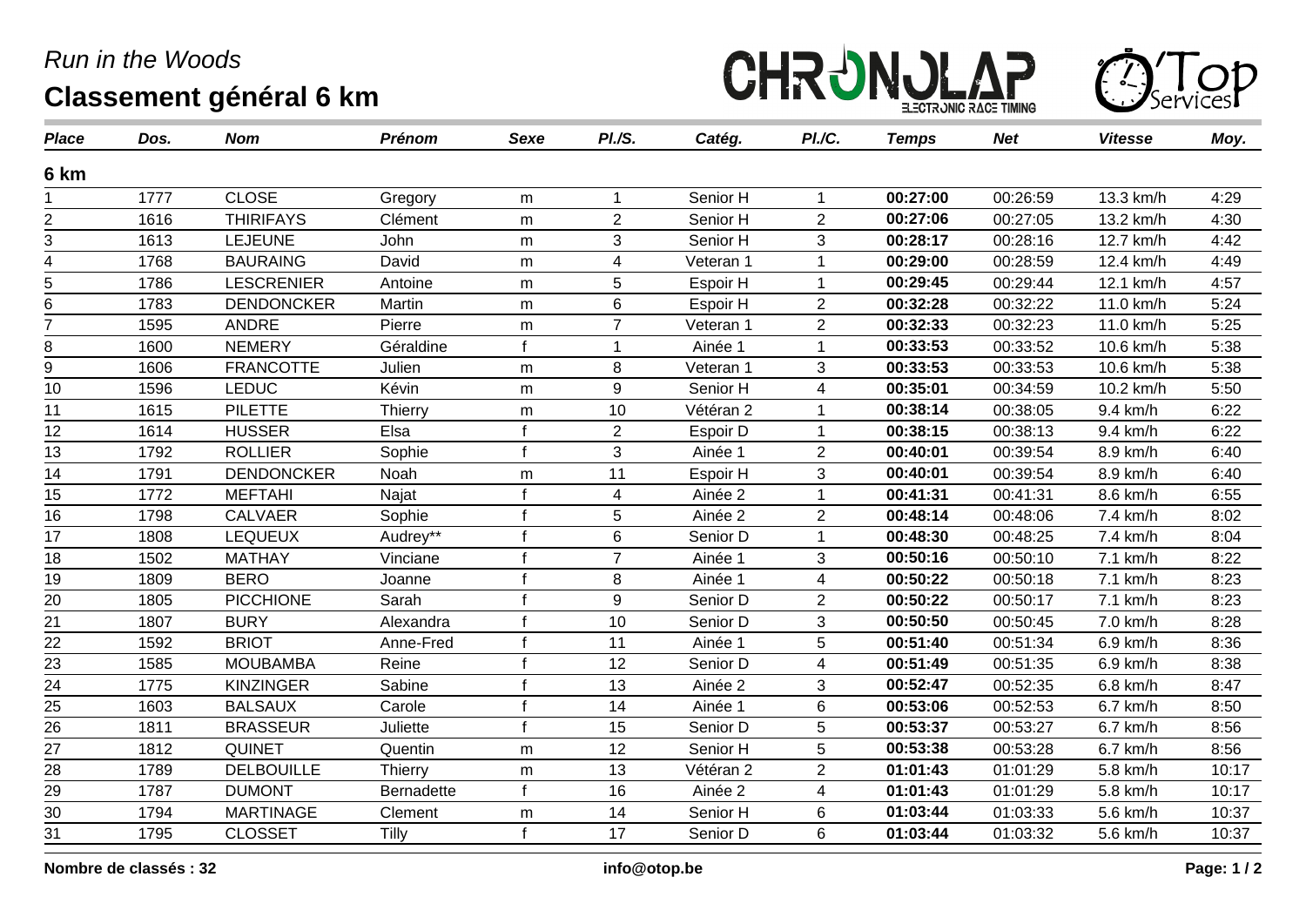*Run in the Woods*

# Classement général 6 km

| Place | Dos. | Nom | Prénom | Sexe | Pl./S. | Catég. | Pl./C. | Temps | Net | Vitesse | Moy. |
|---|---|---|---|---|---|---|---|---|---|---|---|
| **6 km** | | | | | | | | | | | |
| 1 | 1777 | CLOSE | Gregory | m | 1 | Senior H | 1 | **00:27:00** | 00:26:59 | 13.3 km/h | 4:29 |
| 2 | 1616 | THIRIFAYS | Clément | m | 2 | Senior H | 2 | **00:27:06** | 00:27:05 | 13.2 km/h | 4:30 |
| 3 | 1613 | LEJEUNE | John | m | 3 | Senior H | 3 | **00:28:17** | 00:28:16 | 12.7 km/h | 4:42 |
| 4 | 1768 | BAURAING | David | m | 4 | Veteran 1 | 1 | **00:29:00** | 00:28:59 | 12.4 km/h | 4:49 |
| 5 | 1786 | LESCRENIER | Antoine | m | 5 | Espoir H | 1 | **00:29:45** | 00:29:44 | 12.1 km/h | 4:57 |
| 6 | 1783 | DENDONCKER | Martin | m | 6 | Espoir H | 2 | **00:32:28** | 00:32:22 | 11.0 km/h | 5:24 |
| 7 | 1595 | ANDRE | Pierre | m | 7 | Veteran 1 | 2 | **00:32:33** | 00:32:23 | 11.0 km/h | 5:25 |
| 8 | 1600 | NEMERY | Géraldine | f | 1 | Ainée 1 | 1 | **00:33:53** | 00:33:52 | 10.6 km/h | 5:38 |
| 9 | 1606 | FRANCOTTE | Julien | m | 8 | Veteran 1 | 3 | **00:33:53** | 00:33:53 | 10.6 km/h | 5:38 |
| 10 | 1596 | LEDUC | Kévin | m | 9 | Senior H | 4 | **00:35:01** | 00:34:59 | 10.2 km/h | 5:50 |
| 11 | 1615 | PILETTE | Thierry | m | 10 | Vétéran 2 | 1 | **00:38:14** | 00:38:05 | 9.4 km/h | 6:22 |
| 12 | 1614 | HUSSER | Elsa | f | 2 | Espoir D | 1 | **00:38:15** | 00:38:13 | 9.4 km/h | 6:22 |
| 13 | 1792 | ROLLIER | Sophie | f | 3 | Ainée 1 | 2 | **00:40:01** | 00:39:54 | 8.9 km/h | 6:40 |
| 14 | 1791 | DENDONCKER | Noah | m | 11 | Espoir H | 3 | **00:40:01** | 00:39:54 | 8.9 km/h | 6:40 |
| 15 | 1772 | MEFTAHI | Najat | f | 4 | Ainée 2 | 1 | **00:41:31** | 00:41:31 | 8.6 km/h | 6:55 |
| 16 | 1798 | CALVAER | Sophie | f | 5 | Ainée 2 | 2 | **00:48:14** | 00:48:06 | 7.4 km/h | 8:02 |
| 17 | 1808 | LEQUEUX | Audrey** | f | 6 | Senior D | 1 | **00:48:30** | 00:48:25 | 7.4 km/h | 8:04 |
| 18 | 1502 | MATHAY | Vinciane | f | 7 | Ainée 1 | 3 | **00:50:16** | 00:50:10 | 7.1 km/h | 8:22 |
| 19 | 1809 | BERO | Joanne | f | 8 | Ainée 1 | 4 | **00:50:22** | 00:50:18 | 7.1 km/h | 8:23 |
| 20 | 1805 | PICCHIONE | Sarah | f | 9 | Senior D | 2 | **00:50:22** | 00:50:17 | 7.1 km/h | 8:23 |
| 21 | 1807 | BURY | Alexandra | f | 10 | Senior D | 3 | **00:50:50** | 00:50:45 | 7.0 km/h | 8:28 |
| 22 | 1592 | BRIOT | Anne-Fred | f | 11 | Ainée 1 | 5 | **00:51:40** | 00:51:34 | 6.9 km/h | 8:36 |
| 23 | 1585 | MOUBAMBA | Reine | f | 12 | Senior D | 4 | **00:51:49** | 00:51:35 | 6.9 km/h | 8:38 |
| 24 | 1775 | KINZINGER | Sabine | f | 13 | Ainée 2 | 3 | **00:52:47** | 00:52:35 | 6.8 km/h | 8:47 |
| 25 | 1603 | BALSAUX | Carole | f | 14 | Ainée 1 | 6 | **00:53:06** | 00:52:53 | 6.7 km/h | 8:50 |
| 26 | 1811 | BRASSEUR | Juliette | f | 15 | Senior D | 5 | **00:53:37** | 00:53:27 | 6.7 km/h | 8:56 |
| 27 | 1812 | QUINET | Quentin | m | 12 | Senior H | 5 | **00:53:38** | 00:53:28 | 6.7 km/h | 8:56 |
| 28 | 1789 | DELBOUILLE | Thierry | m | 13 | Vétéran 2 | 2 | **01:01:43** | 01:01:29 | 5.8 km/h | 10:17 |
| 29 | 1787 | DUMONT | Bernadette | f | 16 | Ainée 2 | 4 | **01:01:43** | 01:01:29 | 5.8 km/h | 10:17 |
| 30 | 1794 | MARTINAGE | Clement | m | 14 | Senior H | 6 | **01:03:44** | 01:03:33 | 5.6 km/h | 10:37 |
| 31 | 1795 | CLOSSET | Tilly | f | 17 | Senior D | 6 | **01:03:44** | 01:03:32 | 5.6 km/h | 10:37 |

**Nombre de classés : 32**

**info@otop.be**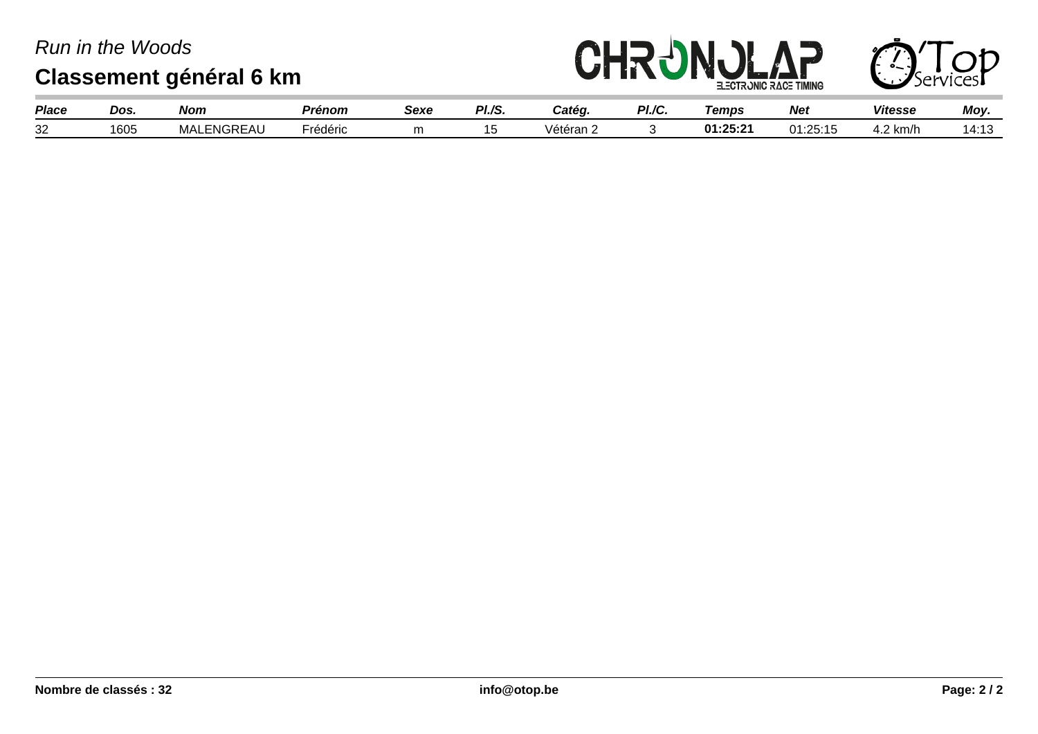*Run in the Woods*

## Classement général 6 km

| *Place* | *Dos.* | *Nom* | *Prénom* | *Sexe* | *Pl./S.* | *Catég.* | *Pl./C.* | *Temps* | *Net* | *Vitesse* | *Moy.* |
|---|---|---|---|---|---|---|---|---|---|---|---|
| 32 | 1605 | MALENGREAU | Frédéric | m | 15 | Vétéran 2 | 3 | **01:25:21** | 01:25:15 | 4.2 km/h | 14:13 |

**Nombre de classés : 32** **info@otop.be**